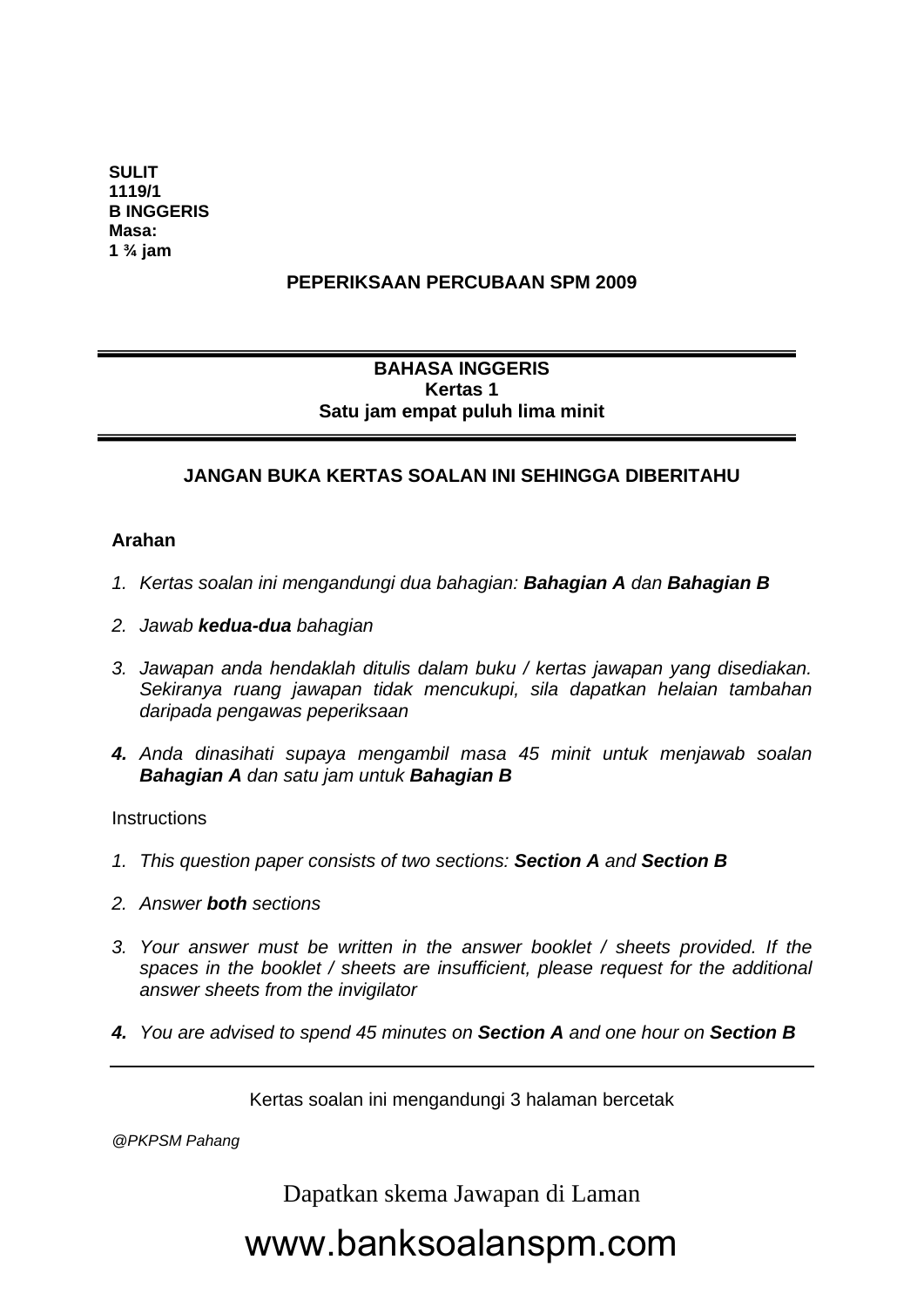**SULIT**
**1119/1**
**B INGGERIS**
**Masa:**
**1 ¾ jam**

**PEPERIKSAAN PERCUBAAN SPM 2009**

---

**BAHASA INGGERIS**
**Kertas 1**
**Satu jam empat puluh lima minit**

---

**JANGAN BUKA KERTAS SOALAN INI SEHINGGA DIBERITAHU**

**Arahan**

1. *Kertas soalan ini mengandungi dua bahagian:* ***Bahagian A*** *dan* ***Bahagian B***
2. *Jawab* ***kedua-dua*** *bahagian*
3. *Jawapan anda hendaklah ditulis dalam buku / kertas jawapan yang disediakan. Sekiranya ruang jawapan tidak mencukupi, sila dapatkan helaian tambahan daripada pengawas peperiksaan*
4. *Anda dinasihati supaya mengambil masa 45 minit untuk menjawab soalan* ***Bahagian A*** *dan satu jam untuk* ***Bahagian B***

Instructions

1. *This question paper consists of two sections:* ***Section A*** *and* ***Section B***
2. *Answer* ***both*** *sections*
3. *Your answer must be written in the answer booklet / sheets provided. If the spaces in the booklet / sheets are insufficient, please request for the additional answer sheets from the invigilator*
4. *You are advised to spend 45 minutes on* ***Section A*** *and one hour on* ***Section B***

---

Kertas soalan ini mengandungi 3 halaman bercetak

*@PKPSM Pahang*

Dapatkan skema Jawapan di Laman

www.banksoalanspm.com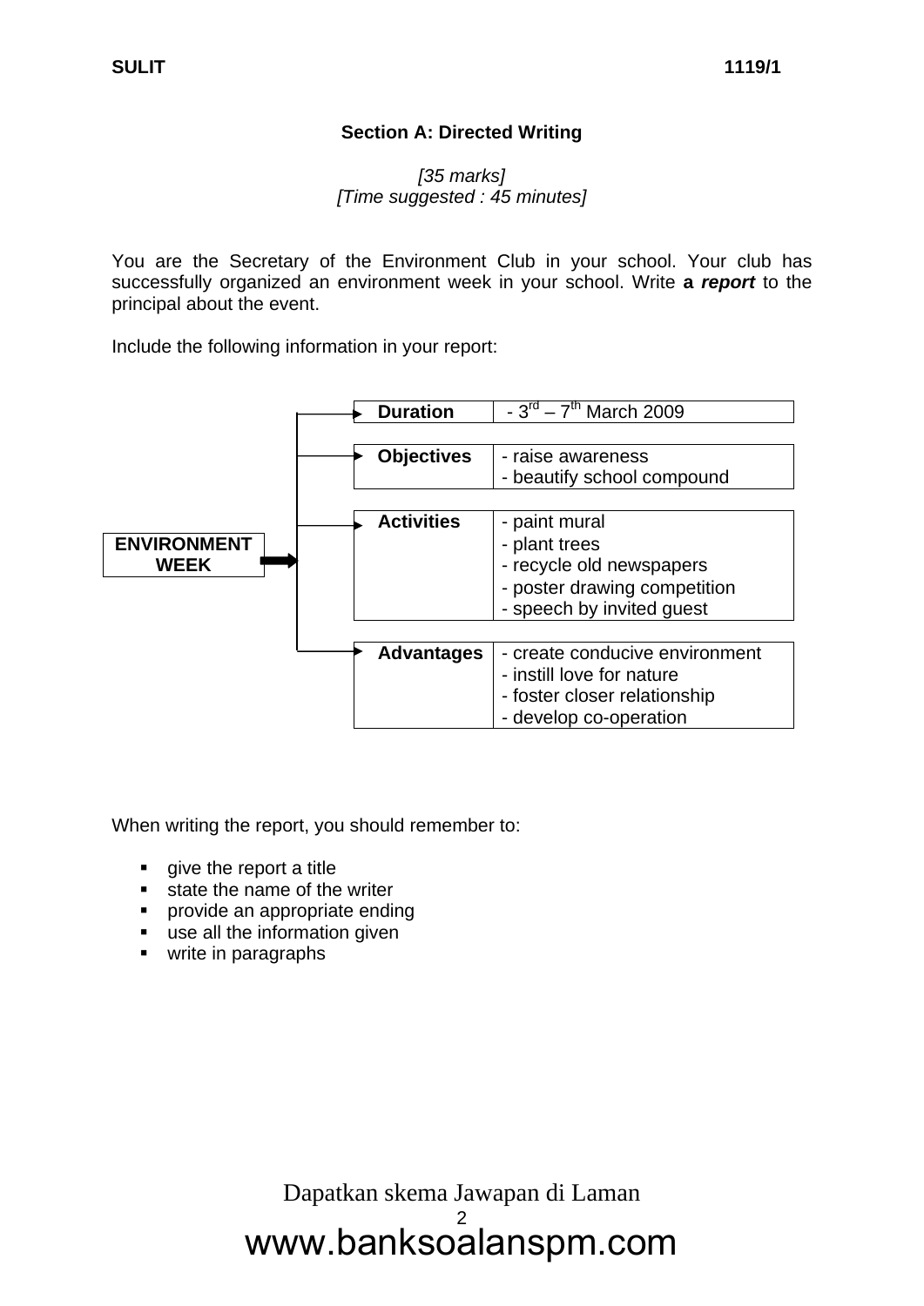## Section A: Directed Writing

*[35 marks]*
*[Time suggested : 45 minutes]*

You are the Secretary of the Environment Club in your school. Your club has successfully organized an environment week in your school. Write **a *report*** to the principal about the event.

Include the following information in your report:

**ENVIRONMENT WEEK**

| | |
|---|---|
| **Duration** | - 3rd – 7th March 2009 |
| **Objectives** | - raise awareness<br>- beautify school compound |
| **Activities** | - paint mural<br>- plant trees<br>- recycle old newspapers<br>- poster drawing competition<br>- speech by invited guest |
| **Advantages** | - create conducive environment<br>- instill love for nature<br>- foster closer relationship<br>- develop co-operation |

When writing the report, you should remember to:

- give the report a title
- state the name of the writer
- provide an appropriate ending
- use all the information given
- write in paragraphs

Dapatkan skema Jawapan di Laman
www.banksoalanspm.com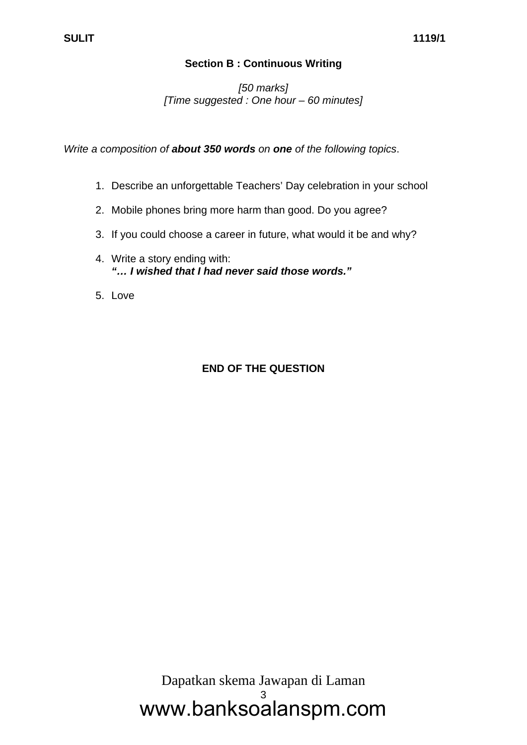## Section B : Continuous Writing

*[50 marks]*
*[Time suggested : One hour – 60 minutes]*

*Write a composition of **about 350 words** on **one** of the following topics*.

1. Describe an unforgettable Teachers' Day celebration in your school
2. Mobile phones bring more harm than good. Do you agree?
3. If you could choose a career in future, what would it be and why?
4. Write a story ending with:
   ***"… I wished that I had never said those words."***
5. Love

**END OF THE QUESTION**

Dapatkan skema Jawapan di Laman
www.banksoalanspm.com